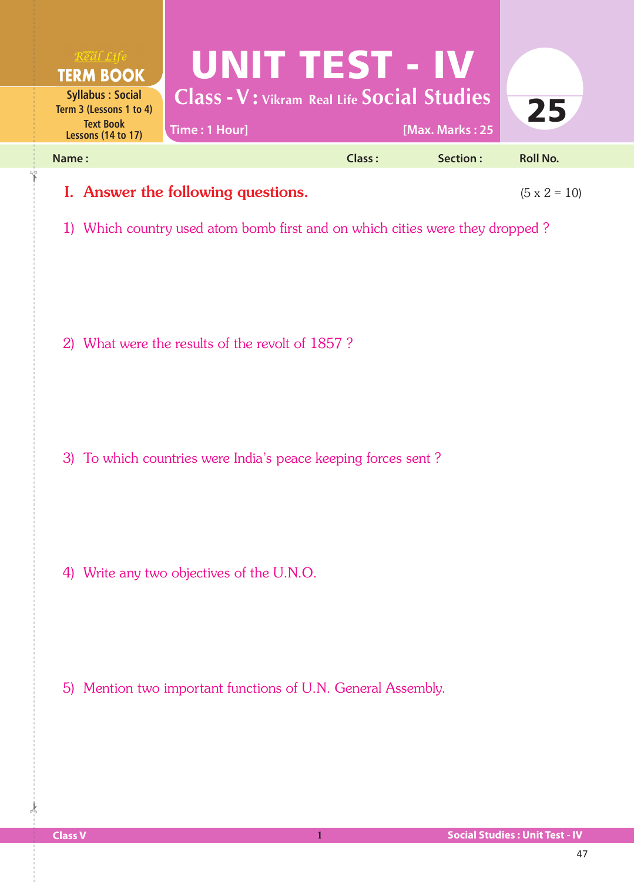Real Life
**TERM BOOK**
Syllabus : Social
Term 3 (Lessons 1 to 4)
Text Book
Lessons (14 to 17)

# UNIT TEST - IV

## Class - V : Vikram Real Life Social Studies

Time : 1 Hour] [Max. Marks : 25

25

**Name :** **Class :** **Section :** **Roll No.**

## I. Answer the following questions. (5 x 2 = 10)

1) Which country used atom bomb first and on which cities were they dropped ?

2) What were the results of the revolt of 1857 ?

3) To which countries were India's peace keeping forces sent ?

4) Write any two objectives of the U.N.O.

5) Mention two important functions of U.N. General Assembly.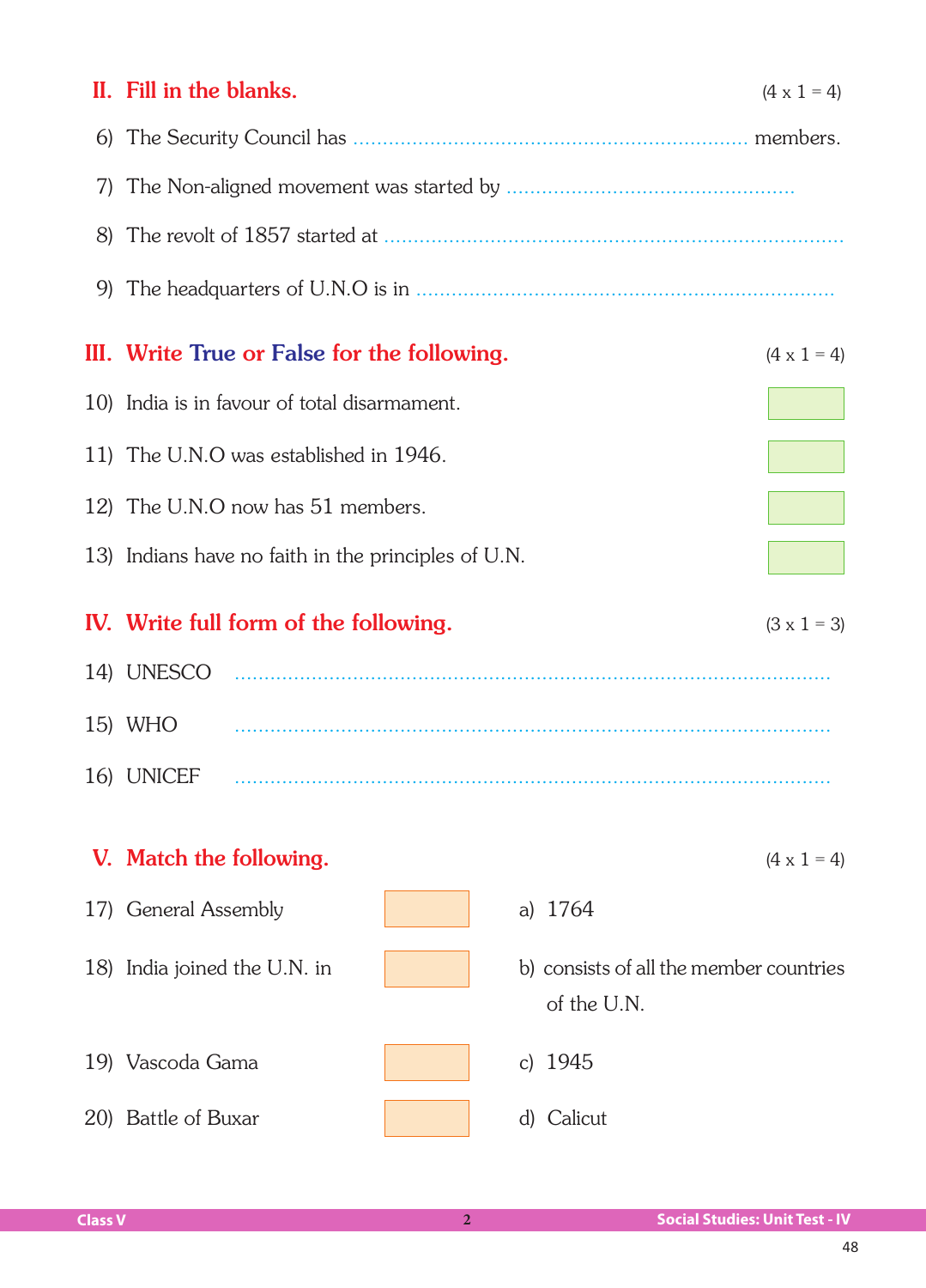## II. Fill in the blanks. (4 x 1 = 4)

6) The Security Council has ................................................................ members.

7) The Non-aligned movement was started by ................................................

8) The revolt of 1857 started at ..............................................................................

9) The headquarters of U.N.O is in ........................................................................

## III. Write True or False for the following. (4 x 1 = 4)

10) India is in favour of total disarmament.

11) The U.N.O was established in 1946.

12) The U.N.O now has 51 members.

13) Indians have no faith in the principles of U.N.

## IV. Write full form of the following. (3 x 1 = 3)

14) UNESCO ........................................................................................................

15) WHO ........................................................................................................

16) UNICEF ........................................................................................................

## V. Match the following. (4 x 1 = 4)

| | | |
|---|---|---|
| 17) General Assembly | | a) 1764 |
| 18) India joined the U.N. in | | b) consists of all the member countries of the U.N. |
| 19) Vascoda Gama | | c) 1945 |
| 20) Battle of Buxar | | d) Calicut |